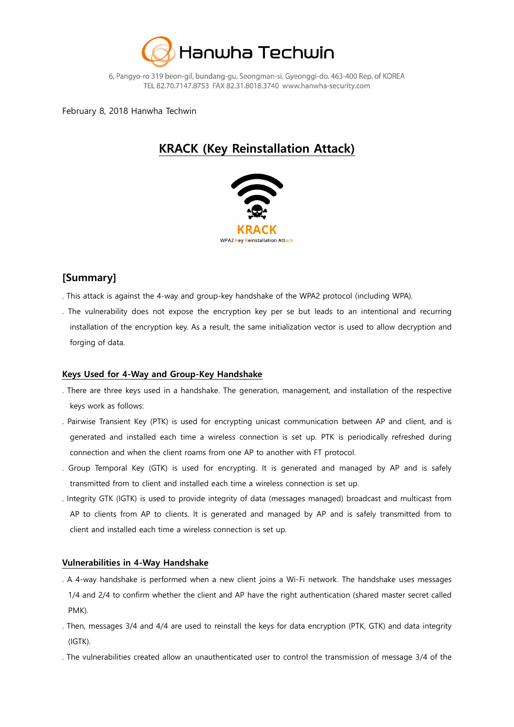Hanwha Techwin

6, Pangyo-ro 319 beon-gil, bundang-gu, Seongman-si, Gyeonggi-do, 463-400 Rep. of KOREA
TEL 82.70.7147.8753 FAX 82.31.8018.3740 www.hanwha-security.com

February 8, 2018 Hanwha Techwin

# KRACK (Key Reinstallation Attack)

KRACK
WPA2 Key Reinstallation Attack

## [Summary]

. This attack is against the 4-way and group-key handshake of the WPA2 protocol (including WPA).

. The vulnerability does not expose the encryption key per se but leads to an intentional and recurring installation of the encryption key. As a result, the same initialization vector is used to allow decryption and forging of data.

### Keys Used for 4-Way and Group-Key Handshake

. There are three keys used in a handshake. The generation, management, and installation of the respective keys work as follows:

. Pairwise Transient Key (PTK) is used for encrypting unicast communication between AP and client, and is generated and installed each time a wireless connection is set up. PTK is periodically refreshed during connection and when the client roams from one AP to another with FT protocol.

. Group Temporal Key (GTK) is used for encrypting. It is generated and managed by AP and is safely transmitted from to client and installed each time a wireless connection is set up.

. Integrity GTK (IGTK) is used to provide integrity of data (messages managed) broadcast and multicast from AP to clients from AP to clients. It is generated and managed by AP and is safely transmitted from to client and installed each time a wireless connection is set up.

### Vulnerabilities in 4-Way Handshake

. A 4-way handshake is performed when a new client joins a Wi-Fi network. The handshake uses messages 1/4 and 2/4 to confirm whether the client and AP have the right authentication (shared master secret called PMK).

. Then, messages 3/4 and 4/4 are used to reinstall the keys for data encryption (PTK, GTK) and data integrity (IGTK).

. The vulnerabilities created allow an unauthenticated user to control the transmission of message 3/4 of the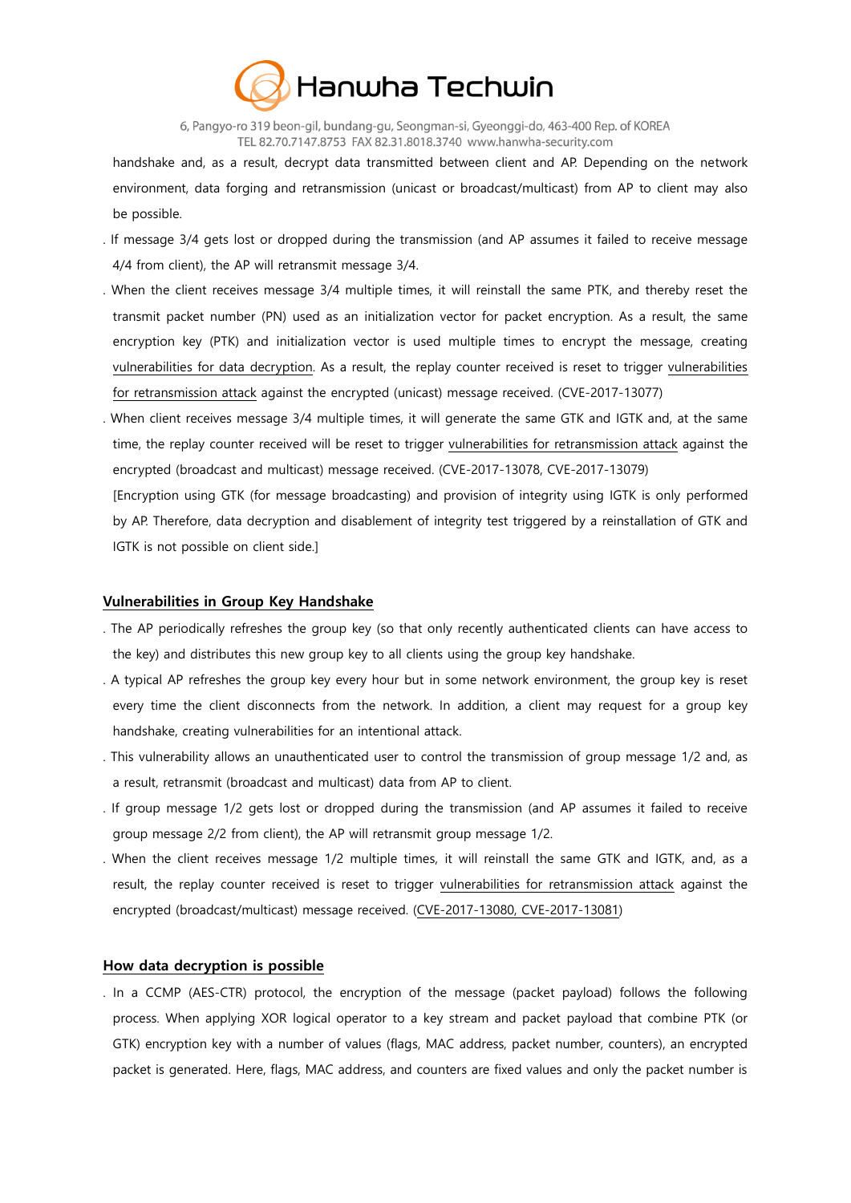handshake and, as a result, decrypt data transmitted between client and AP. Depending on the network environment, data forging and retransmission (unicast or broadcast/multicast) from AP to client may also be possible.

. If message 3/4 gets lost or dropped during the transmission (and AP assumes it failed to receive message 4/4 from client), the AP will retransmit message 3/4.

. When the client receives message 3/4 multiple times, it will reinstall the same PTK, and thereby reset the transmit packet number (PN) used as an initialization vector for packet encryption. As a result, the same encryption key (PTK) and initialization vector is used multiple times to encrypt the message, creating vulnerabilities for data decryption. As a result, the replay counter received is reset to trigger vulnerabilities for retransmission attack against the encrypted (unicast) message received. (CVE-2017-13077)

. When client receives message 3/4 multiple times, it will generate the same GTK and IGTK and, at the same time, the replay counter received will be reset to trigger vulnerabilities for retransmission attack against the encrypted (broadcast and multicast) message received. (CVE-2017-13078, CVE-2017-13079)

[Encryption using GTK (for message broadcasting) and provision of integrity using IGTK is only performed by AP. Therefore, data decryption and disablement of integrity test triggered by a reinstallation of GTK and IGTK is not possible on client side.]

## Vulnerabilities in Group Key Handshake

. The AP periodically refreshes the group key (so that only recently authenticated clients can have access to the key) and distributes this new group key to all clients using the group key handshake.

. A typical AP refreshes the group key every hour but in some network environment, the group key is reset every time the client disconnects from the network. In addition, a client may request for a group key handshake, creating vulnerabilities for an intentional attack.

. This vulnerability allows an unauthenticated user to control the transmission of group message 1/2 and, as a result, retransmit (broadcast and multicast) data from AP to client.

. If group message 1/2 gets lost or dropped during the transmission (and AP assumes it failed to receive group message 2/2 from client), the AP will retransmit group message 1/2.

. When the client receives message 1/2 multiple times, it will reinstall the same GTK and IGTK, and, as a result, the replay counter received is reset to trigger vulnerabilities for retransmission attack against the encrypted (broadcast/multicast) message received. (CVE-2017-13080, CVE-2017-13081)

## How data decryption is possible

. In a CCMP (AES-CTR) protocol, the encryption of the message (packet payload) follows the following process. When applying XOR logical operator to a key stream and packet payload that combine PTK (or GTK) encryption key with a number of values (flags, MAC address, packet number, counters), an encrypted packet is generated. Here, flags, MAC address, and counters are fixed values and only the packet number is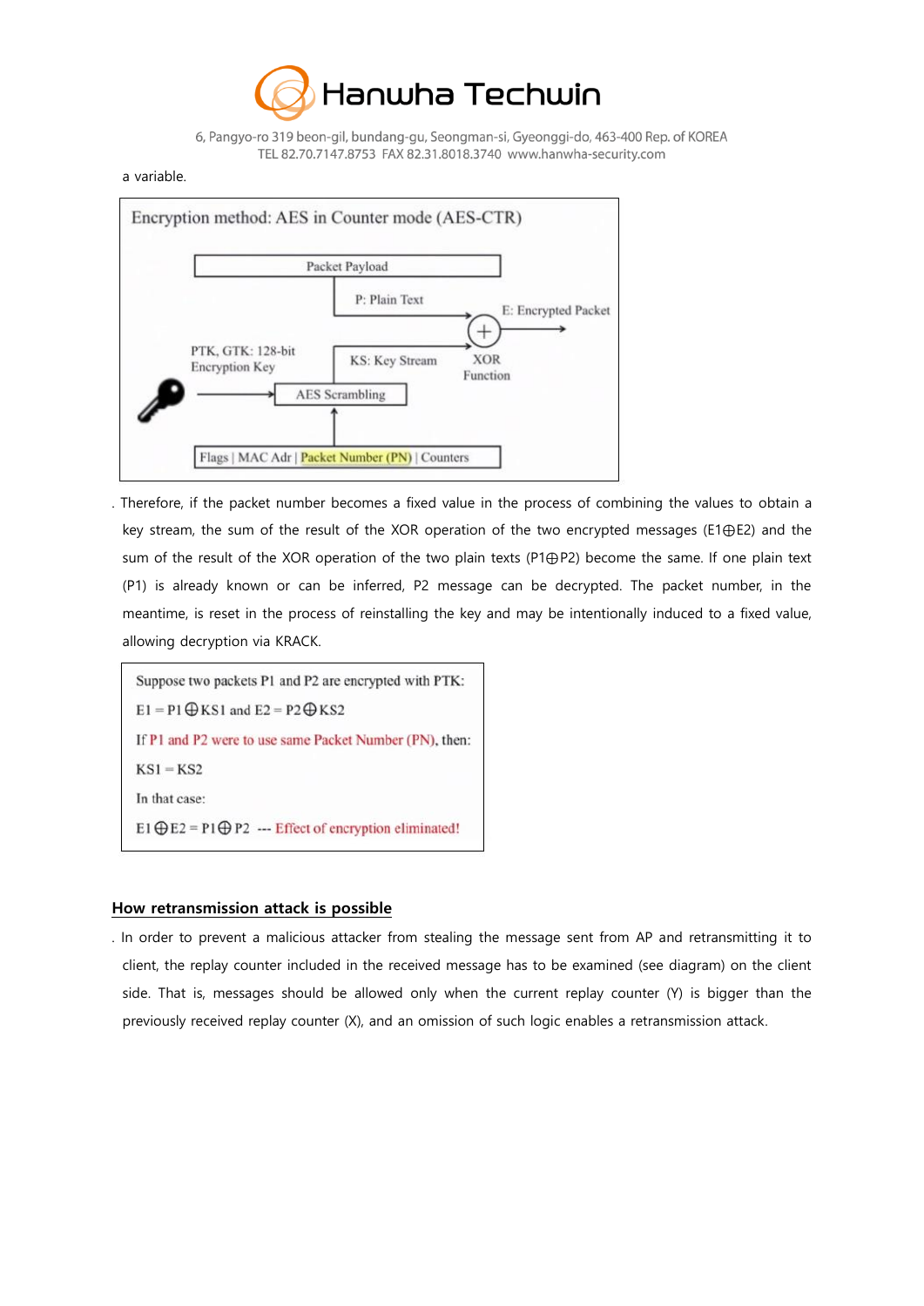a variable.

Encryption method: AES in Counter mode (AES-CTR)

Packet Payload

P: Plain Text

E: Encrypted Packet

PTK, GTK: 128-bit Encryption Key

KS: Key Stream

XOR Function

AES Scrambling

Flags | MAC Adr | Packet Number (PN) | Counters

. Therefore, if the packet number becomes a fixed value in the process of combining the values to obtain a key stream, the sum of the result of the XOR operation of the two encrypted messages ($E1 \oplus E2$) and the sum of the result of the XOR operation of the two plain texts ($P1 \oplus P2$) become the same. If one plain text (P1) is already known or can be inferred, P2 message can be decrypted. The packet number, in the meantime, is reset in the process of reinstalling the key and may be intentionally induced to a fixed value, allowing decryption via KRACK.

Suppose two packets P1 and P2 are encrypted with PTK:

$E1 = P1 \oplus KS1$ and $E2 = P2 \oplus KS2$

If P1 and P2 were to use same Packet Number (PN), then:

$KS1 = KS2$

In that case:

$E1 \oplus E2 = P1 \oplus P2$ --- Effect of encryption eliminated!

## How retransmission attack is possible

. In order to prevent a malicious attacker from stealing the message sent from AP and retransmitting it to client, the replay counter included in the received message has to be examined (see diagram) on the client side. That is, messages should be allowed only when the current replay counter (Y) is bigger than the previously received replay counter (X), and an omission of such logic enables a retransmission attack.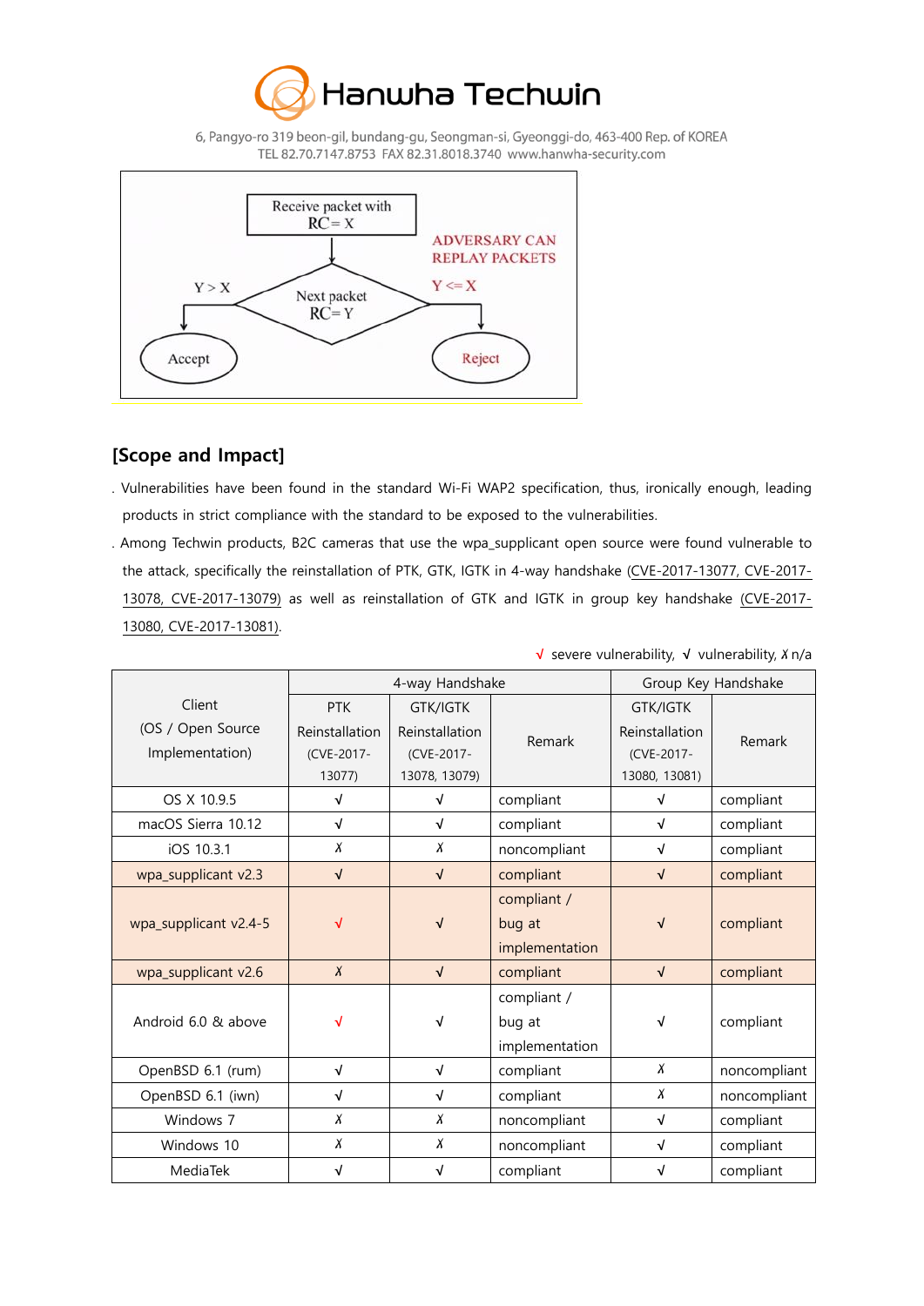Hanwha Techwin

6, Pangyo-ro 319 beon-gil, bundang-gu, Seongman-si, Gyeonggi-do, 463-400 Rep. of KOREA
TEL 82.70.7147.8753 FAX 82.31.8018.3740 www.hanwha-security.com

Receive packet with RC = X

ADVERSARY CAN REPLAY PACKETS

Y > X

Next packet RC = Y

Y <= X

Accept

Reject

## [Scope and Impact]

. Vulnerabilities have been found in the standard Wi-Fi WAP2 specification, thus, ironically enough, leading products in strict compliance with the standard to be exposed to the vulnerabilities.

. Among Techwin products, B2C cameras that use the wpa_supplicant open source were found vulnerable to the attack, specifically the reinstallation of PTK, GTK, IGTK in 4-way handshake (CVE-2017-13077, CVE-2017-13078, CVE-2017-13079) as well as reinstallation of GTK and IGTK in group key handshake (CVE-2017-13080, CVE-2017-13081).

√ severe vulnerability, √ vulnerability, ✗ n/a

| Client (OS / Open Source Implementation) | 4-way Handshake | | | Group Key Handshake | |
|---|---|---|---|---|---|
| | PTK Reinstallation (CVE-2017-13077) | GTK/IGTK Reinstallation (CVE-2017-13078, 13079) | Remark | GTK/IGTK Reinstallation (CVE-2017-13080, 13081) | Remark |
| OS X 10.9.5 | √ | √ | compliant | √ | compliant |
| macOS Sierra 10.12 | √ | √ | compliant | √ | compliant |
| iOS 10.3.1 | ✗ | ✗ | noncompliant | √ | compliant |
| wpa_supplicant v2.3 | √ | √ | compliant | √ | compliant |
| wpa_supplicant v2.4-5 | √ | √ | compliant / bug at implementation | √ | compliant |
| wpa_supplicant v2.6 | ✗ | √ | compliant | √ | compliant |
| Android 6.0 & above | √ | √ | compliant / bug at implementation | √ | compliant |
| OpenBSD 6.1 (rum) | √ | √ | compliant | ✗ | noncompliant |
| OpenBSD 6.1 (iwn) | √ | √ | compliant | ✗ | noncompliant |
| Windows 7 | ✗ | ✗ | noncompliant | √ | compliant |
| Windows 10 | ✗ | ✗ | noncompliant | √ | compliant |
| MediaTek | √ | √ | compliant | √ | compliant |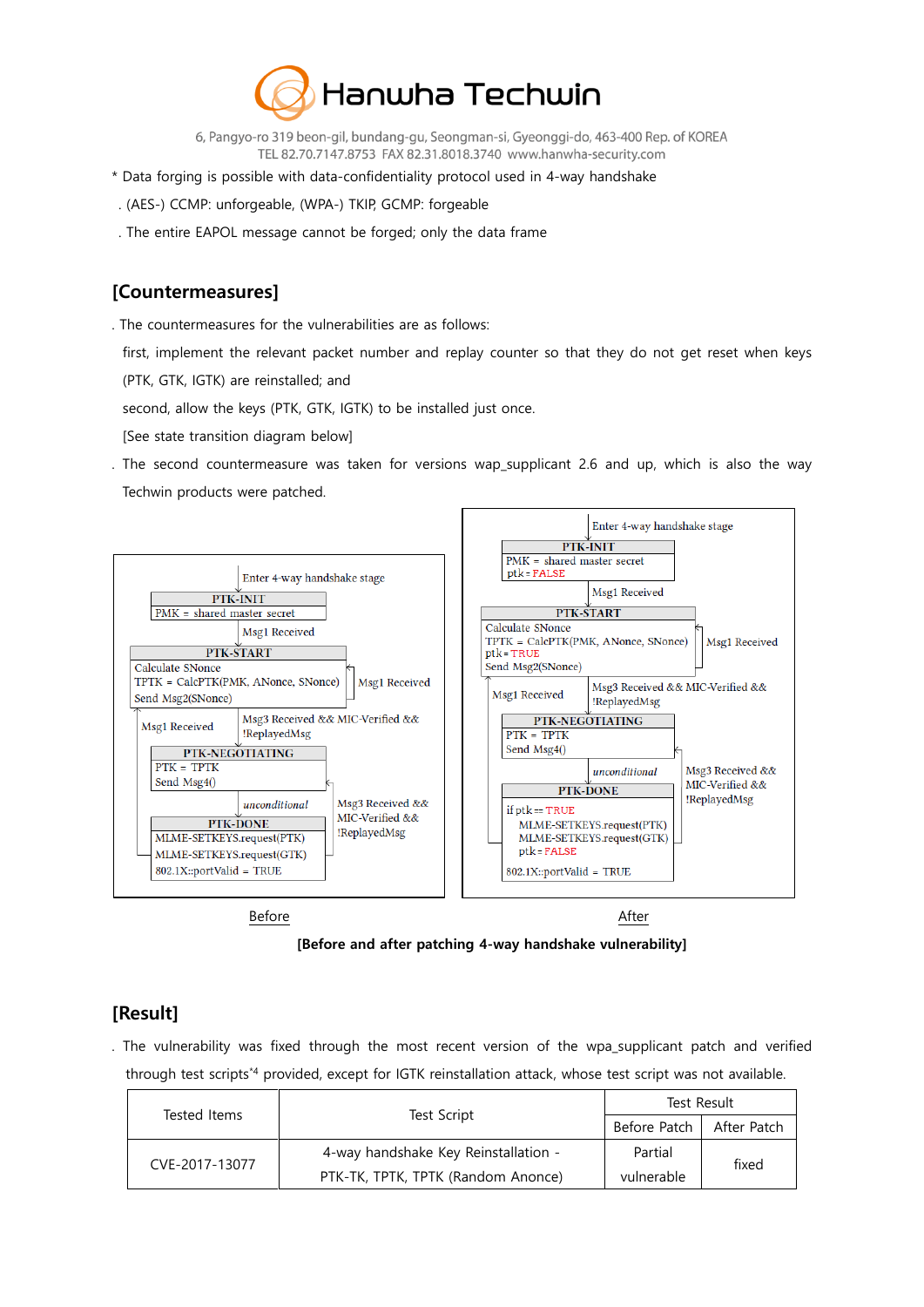* Data forging is possible with data-confidentiality protocol used in 4-way handshake

. (AES-) CCMP: unforgeable, (WPA-) TKIP, GCMP: forgeable

. The entire EAPOL message cannot be forged; only the data frame

## [Countermeasures]

. The countermeasures for the vulnerabilities are as follows:

first, implement the relevant packet number and replay counter so that they do not get reset when keys (PTK, GTK, IGTK) are reinstalled; and

second, allow the keys (PTK, GTK, IGTK) to be installed just once.

[See state transition diagram below]

. The second countermeasure was taken for versions wap_supplicant 2.6 and up, which is also the way Techwin products were patched.

```
Enter 4-way handshake stage
PTK-INIT
  PMK = shared master secret
    | Msg1 Received
PTK-START
  Calculate SNonce
  TPTK = CalcPTK(PMK, ANonce, SNonce)
  Send Msg2(SNonce)
    (Msg1 Received -> PTK-START)
    | Msg3 Received && MIC-Verified && !ReplayedMsg
PTK-NEGOTIATING
  PTK = TPTK
  Send Msg4()
    | unconditional
PTK-DONE
  MLME-SETKEYS.request(PTK)
  MLME-SETKEYS.request(GTK)
  802.1X::portValid = TRUE
    (Msg1 Received -> PTK-START)
    (Msg3 Received && MIC-Verified && !ReplayedMsg -> PTK-NEGOTIATING)
```

Before

```
Enter 4-way handshake stage
PTK-INIT
  PMK = shared master secret
  ptk = FALSE
    | Msg1 Received
PTK-START
  Calculate SNonce
  TPTK = CalcPTK(PMK, ANonce, SNonce)
  ptk = TRUE
  Send Msg2(SNonce)
    (Msg1 Received -> PTK-START)
    | Msg3 Received && MIC-Verified && !ReplayedMsg
PTK-NEGOTIATING
  PTK = TPTK
  Send Msg4()
    | unconditional
PTK-DONE
  if ptk == TRUE
    MLME-SETKEYS.request(PTK)
    MLME-SETKEYS.request(GTK)
    ptk = FALSE
  802.1X::portValid = TRUE
    (Msg1 Received -> PTK-START)
    (Msg3 Received && MIC-Verified && !ReplayedMsg -> PTK-NEGOTIATING)
```

After

**[Before and after patching 4-way handshake vulnerability]**

## [Result]

. The vulnerability was fixed through the most recent version of the wpa_supplicant patch and verified through test scripts[*4] provided, except for IGTK reinstallation attack, whose test script was not available.

| Tested Items | Test Script | Test Result | |
|---|---|---|---|
| | | Before Patch | After Patch |
| CVE-2017-13077 | 4-way handshake Key Reinstallation - PTK-TK, TPTK, TPTK (Random Anonce) | Partial vulnerable | fixed |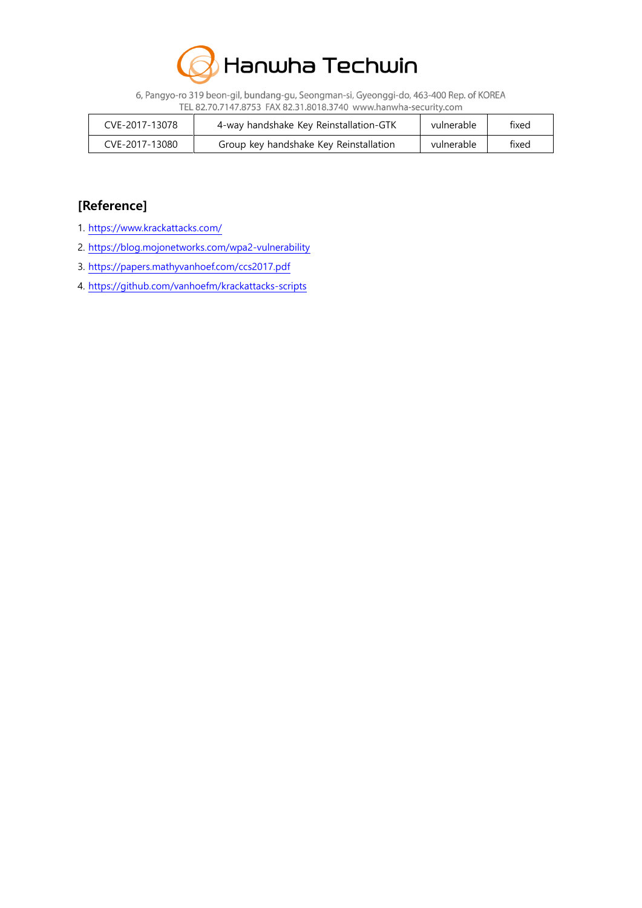| | | | |
|---|---|---|---|
| CVE-2017-13078 | 4-way handshake Key Reinstallation-GTK | vulnerable | fixed |
| CVE-2017-13080 | Group key handshake Key Reinstallation | vulnerable | fixed |

## [Reference]

1. https://www.krackattacks.com/
2. https://blog.mojonetworks.com/wpa2-vulnerability
3. https://papers.mathyvanhoef.com/ccs2017.pdf
4. https://github.com/vanhoefm/krackattacks-scripts